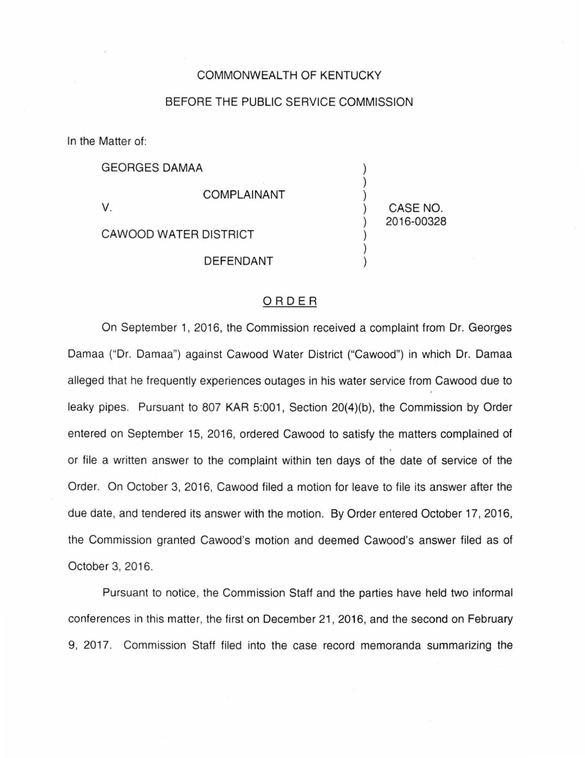COMMONWEALTH OF KENTUCKY

BEFORE THE PUBLIC SERVICE COMMISSION

In the Matter of:

| | | |
|---|---|---|
| GEORGES DAMAA | ) | |
| COMPLAINANT | ) | |
| V. | ) | CASE NO. 2016-00328 |
| CAWOOD WATER DISTRICT | ) | |
| DEFENDANT | ) | |

## ORDER

On September 1, 2016, the Commission received a complaint from Dr. Georges Damaa ("Dr. Damaa") against Cawood Water District ("Cawood") in which Dr. Damaa alleged that he frequently experiences outages in his water service from Cawood due to leaky pipes. Pursuant to 807 KAR 5:001, Section 20(4)(b), the Commission by Order entered on September 15, 2016, ordered Cawood to satisfy the matters complained of or file a written answer to the complaint within ten days of the date of service of the Order. On October 3, 2016, Cawood filed a motion for leave to file its answer after the due date, and tendered its answer with the motion. By Order entered October 17, 2016, the Commission granted Cawood's motion and deemed Cawood's answer filed as of October 3, 2016.

Pursuant to notice, the Commission Staff and the parties have held two informal conferences in this matter, the first on December 21, 2016, and the second on February 9, 2017. Commission Staff filed into the case record memoranda summarizing the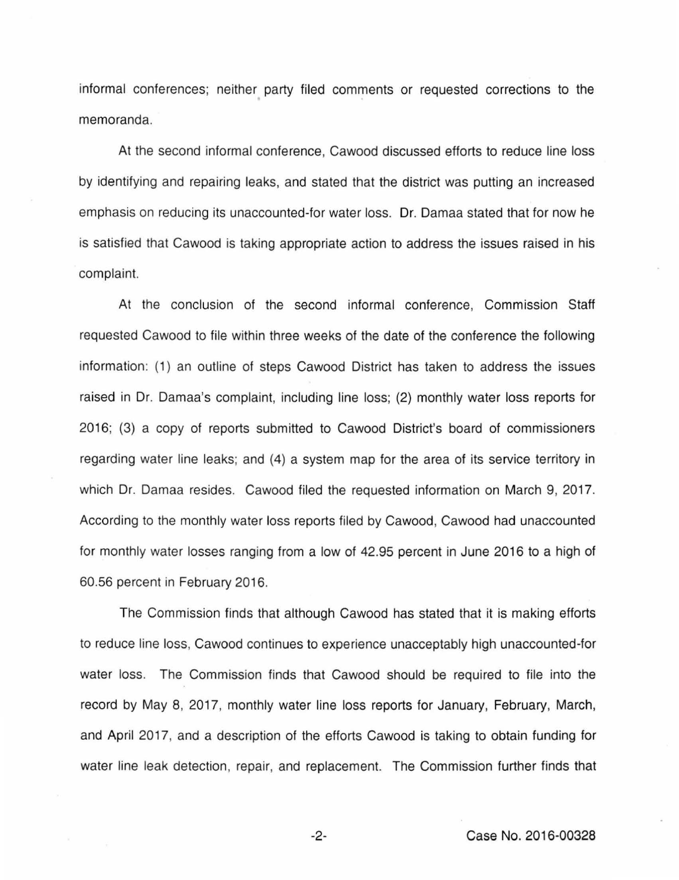informal conferences; neither party filed comments or requested corrections to the memoranda.

At the second informal conference, Cawood discussed efforts to reduce line loss by identifying and repairing leaks, and stated that the district was putting an increased emphasis on reducing its unaccounted-for water loss. Dr. Damaa stated that for now he is satisfied that Cawood is taking appropriate action to address the issues raised in his complaint.

At the conclusion of the second informal conference, Commission Staff requested Cawood to file within three weeks of the date of the conference the following information: (1) an outline of steps Cawood District has taken to address the issues raised in Dr. Damaa's complaint, including line loss; (2) monthly water loss reports for 2016; (3) a copy of reports submitted to Cawood District's board of commissioners regarding water line leaks; and (4) a system map for the area of its service territory in which Dr. Damaa resides. Cawood filed the requested information on March 9, 2017. According to the monthly water loss reports filed by Cawood, Cawood had unaccounted for monthly water losses ranging from a low of 42.95 percent in June 2016 to a high of 60.56 percent in February 2016.

The Commission finds that although Cawood has stated that it is making efforts to reduce line loss, Cawood continues to experience unacceptably high unaccounted-for water loss. The Commission finds that Cawood should be required to file into the record by May 8, 2017, monthly water line loss reports for January, February, March, and April 2017, and a description of the efforts Cawood is taking to obtain funding for water line leak detection, repair, and replacement. The Commission further finds that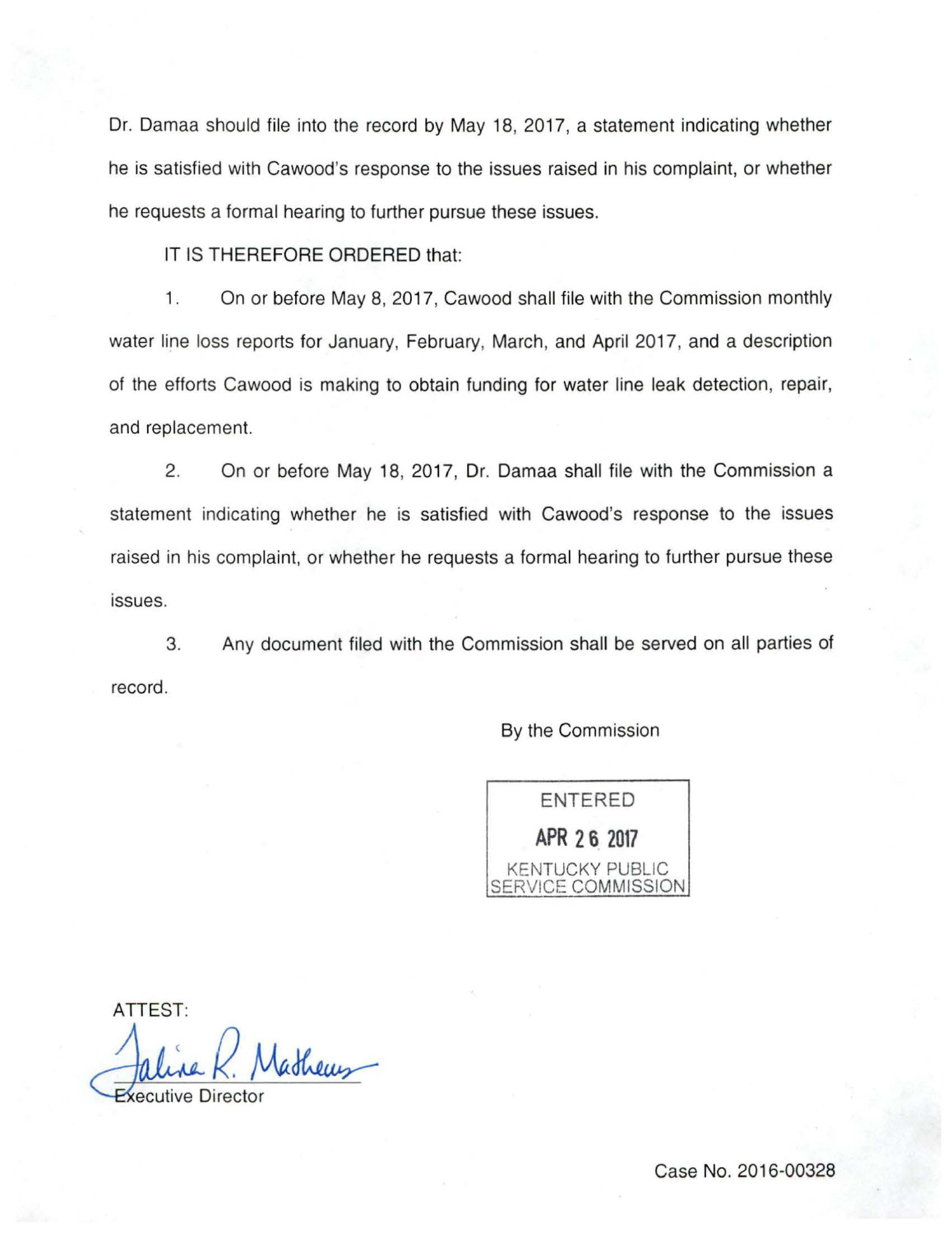Dr. Damaa should file into the record by May 18, 2017, a statement indicating whether he is satisfied with Cawood's response to the issues raised in his complaint, or whether he requests a formal hearing to further pursue these issues.

IT IS THEREFORE ORDERED that:

1. On or before May 8, 2017, Cawood shall file with the Commission monthly water line loss reports for January, February, March, and April 2017, and a description of the efforts Cawood is making to obtain funding for water line leak detection, repair, and replacement.

2. On or before May 18, 2017, Dr. Damaa shall file with the Commission a statement indicating whether he is satisfied with Cawood's response to the issues raised in his complaint, or whether he requests a formal hearing to further pursue these issues.

3. Any document filed with the Commission shall be served on all parties of record.

By the Commission

ENTERED
APR 26 2017
KENTUCKY PUBLIC SERVICE COMMISSION

ATTEST:

Executive Director

Case No. 2016-00328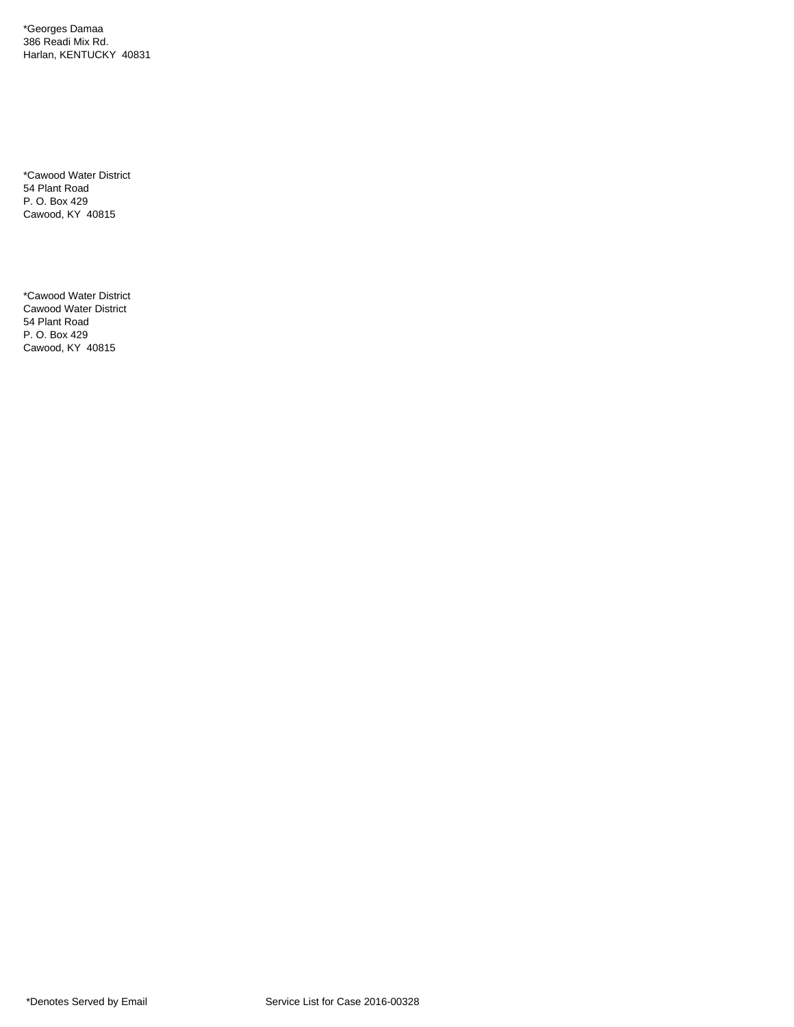*Georges Damaa
386 Readi Mix Rd.
Harlan, KENTUCKY 40831

*Cawood Water District
54 Plant Road
P. O. Box 429
Cawood, KY 40815

*Cawood Water District
Cawood Water District
54 Plant Road
P. O. Box 429
Cawood, KY 40815